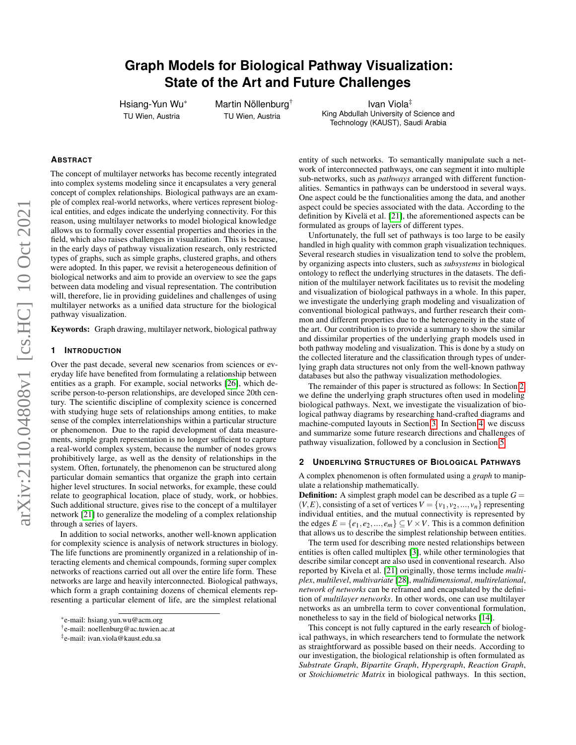# Graph Models for Biological Pathway Visualization: State of the Art and Future Challenges

Hsiang-Yun Wu* — TU Wien, Austria

Martin Nöllenburg† — TU Wien, Austria

Ivan Viola‡ — King Abdullah University of Science and Technology (KAUST), Saudi Arabia

## Abstract

The concept of multilayer networks has become recently integrated into complex systems modeling since it encapsulates a very general concept of complex relationships. Biological pathways are an example of complex real-world networks, where vertices represent biological entities, and edges indicate the underlying connectivity. For this reason, using multilayer networks to model biological knowledge allows us to formally cover essential properties and theories in the field, which also raises challenges in visualization. This is because, in the early days of pathway visualization research, only restricted types of graphs, such as simple graphs, clustered graphs, and others were adopted. In this paper, we revisit a heterogeneous definition of biological networks and aim to provide an overview to see the gaps between data modeling and visual representation. The contribution will, therefore, lie in providing guidelines and challenges of using multilayer networks as a unified data structure for the biological pathway visualization.

**Keywords:** Graph drawing, multilayer network, biological pathway

## 1 Introduction

Over the past decade, several new scenarios from sciences or everyday life have benefited from formulating a relationship between entities as a graph. For example, social networks [26], which describe person-to-person relationships, are developed since 20th century. The scientific discipline of complexity science is concerned with studying huge sets of relationships among entities, to make sense of the complex interrelationships within a particular structure or phenomenon. Due to the rapid development of data measurements, simple graph representation is no longer sufficient to capture a real-world complex system, because the number of nodes grows prohibitively large, as well as the density of relationships in the system. Often, fortunately, the phenomenon can be structured along particular domain semantics that organize the graph into certain higher level structures. In social networks, for example, these could relate to geographical location, place of study, work, or hobbies. Such additional structure, gives rise to the concept of a multilayer network [21] to generalize the modeling of a complex relationship through a series of layers.

In addition to social networks, another well-known application for complexity science is analysis of network structures in biology. The life functions are prominently organized in a relationship of interacting elements and chemical compounds, forming super complex networks of reactions carried out all over the entire life form. These networks are large and heavily interconnected. Biological pathways, which form a graph containing dozens of chemical elements representing a particular element of life, are the simplest relational entity of such networks. To semantically manipulate such a network of interconnected pathways, one can segment it into multiple sub-networks, such as *pathways* arranged with different functionalities. Semantics in pathways can be understood in several ways. One aspect could be the functionalities among the data, and another aspect could be species associated with the data. According to the definition by Kivelä et al. [21], the aforementioned aspects can be formulated as groups of layers of different types.

Unfortunately, the full set of pathways is too large to be easily handled in high quality with common graph visualization techniques. Several research studies in visualization tend to solve the problem, by organizing aspects into clusters, such as *subsystems* in biological ontology to reflect the underlying structures in the datasets. The definition of the multilayer network facilitates us to revisit the modeling and visualization of biological pathways in a whole. In this paper, we investigate the underlying graph modeling and visualization of conventional biological pathways, and further research their common and different properties due to the heterogeneity in the state of the art. Our contribution is to provide a summary to show the similar and dissimilar properties of the underlying graph models used in both pathway modeling and visualization. This is done by a study on the collected literature and the classification through types of underlying graph data structures not only from the well-known pathway databases but also the pathway visualization methodologies.

The remainder of this paper is structured as follows: In Section 2 we define the underlying graph structures often used in modeling biological pathways. Next, we investigate the visualization of biological pathway diagrams by researching hand-crafted diagrams and machine-computed layouts in Section 3. In Section 4, we discuss and summarize some future research directions and challenges of pathway visualization, followed by a conclusion in Section 5.

## 2 Underlying Structures of Biological Pathways

A complex phenomenon is often formulated using a *graph* to manipulate a relationship mathematically.

**Definition:** A simplest graph model can be described as a tuple $G = (V, E)$, consisting of a set of vertices $V = \{v_1, v_2, ..., v_n\}$ representing individual entities, and the mutual connectivity is represented by the edges $E = \{e_1, e_2, ..., e_m\} \subseteq V \times V$. This is a common definition that allows us to describe the simplest relationship between entities.

The term used for describing more nested relationships between entities is often called multiplex [3], while other terminologies that describe similar concept are also used in conventional research. Also reported by Kivela et al. [21] originally, those terms include *multiplex*, *multilevel*, *multivariate* [28], *multidimensional*, *multirelational*, *network of networks* can be reframed and encapsulated by the definition of *multilayer networks*. In other words, one can use multilayer networks as an umbrella term to cover conventional formulation, nonetheless to say in the field of biological networks [14].

This concept is not fully captured in the early research of biological pathways, in which researchers tend to formulate the network as straightforward as possible based on their needs. According to our investigation, the biological relationship is often formulated as *Substrate Graph*, *Bipartite Graph*, *Hypergraph*, *Reaction Graph*, or *Stoichiometric Matrix* in biological pathways. In this section,

*e-mail: hsiang.yun.wu@acm.org

†e-mail: noellenburg@ac.tuwien.ac.at

‡e-mail: ivan.viola@kaust.edu.sa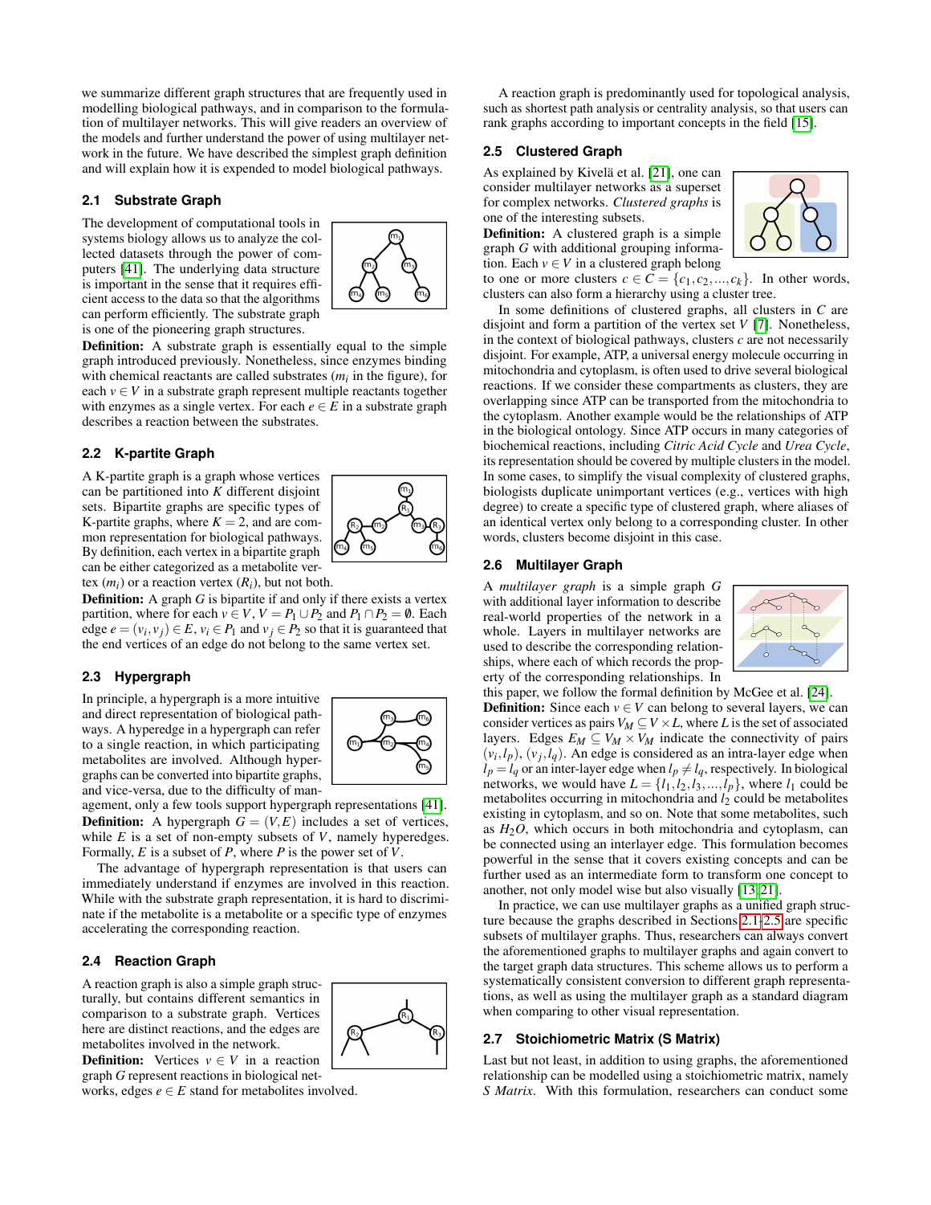we summarize different graph structures that are frequently used in modelling biological pathways, and in comparison to the formulation of multilayer networks. This will give readers an overview of the models and further understand the power of using multilayer network in the future. We have described the simplest graph definition and will explain how it is expended to model biological pathways.

### 2.1 Substrate Graph

The development of computational tools in systems biology allows us to analyze the collected datasets through the power of computers [41]. The underlying data structure is important in the sense that it requires efficient access to the data so that the algorithms can perform efficiently. The substrate graph is one of the pioneering graph structures.

**Definition:** A substrate graph is essentially equal to the simple graph introduced previously. Nonetheless, since enzymes binding with chemical reactants are called substrates ($m_i$ in the figure), for each $v \in V$ in a substrate graph represent multiple reactants together with enzymes as a single vertex. For each $e \in E$ in a substrate graph describes a reaction between the substrates.

### 2.2 K-partite Graph

A K-partite graph is a graph whose vertices can be partitioned into $K$ different disjoint sets. Bipartite graphs are specific types of K-partite graphs, where $K = 2$, and are common representation for biological pathways. By definition, each vertex in a bipartite graph can be either categorized as a metabolite vertex ($m_i$) or a reaction vertex ($R_i$), but not both.

**Definition:** A graph $G$ is bipartite if and only if there exists a vertex partition, where for each $v \in V$, $V = P_1 \cup P_2$ and $P_1 \cap P_2 = \emptyset$. Each edge $e = (v_i, v_j) \in E$, $v_i \in P_1$ and $v_j \in P_2$ so that it is guaranteed that the end vertices of an edge do not belong to the same vertex set.

### 2.3 Hypergraph

In principle, a hypergraph is a more intuitive and direct representation of biological pathways. A hyperedge in a hypergraph can refer to a single reaction, in which participating metabolites are involved. Although hypergraphs can be converted into bipartite graphs, and vice-versa, due to the difficulty of management, only a few tools support hypergraph representations [41].

**Definition:** A hypergraph $G = (V, E)$ includes a set of vertices, while $E$ is a set of non-empty subsets of $V$, namely hyperedges. Formally, $E$ is a subset of $P$, where $P$ is the power set of $V$.

The advantage of hypergraph representation is that users can immediately understand if enzymes are involved in this reaction. While with the substrate graph representation, it is hard to discriminate if the metabolite is a metabolite or a specific type of enzymes accelerating the corresponding reaction.

### 2.4 Reaction Graph

A reaction graph is also a simple graph structurally, but contains different semantics in comparison to a substrate graph. Vertices here are distinct reactions, and the edges are metabolites involved in the network.

**Definition:** Vertices $v \in V$ in a reaction graph $G$ represent reactions in biological networks, edges $e \in E$ stand for metabolites involved.

A reaction graph is predominantly used for topological analysis, such as shortest path analysis or centrality analysis, so that users can rank graphs according to important concepts in the field [15].

### 2.5 Clustered Graph

As explained by Kivelä et al. [21], one can consider multilayer networks as a superset for complex networks. *Clustered graphs* is one of the interesting subsets.

**Definition:** A clustered graph is a simple graph $G$ with additional grouping information. Each $v \in V$ in a clustered graph belong to one or more clusters $c \in C = \{c_1, c_2, ..., c_k\}$. In other words, clusters can also form a hierarchy using a cluster tree.

In some definitions of clustered graphs, all clusters in $C$ are disjoint and form a partition of the vertex set $V$ [7]. Nonetheless, in the context of biological pathways, clusters $c$ are not necessarily disjoint. For example, ATP, a universal energy molecule occurring in mitochondria and cytoplasm, is often used to drive several biological reactions. If we consider these compartments as clusters, they are overlapping since ATP can be transported from the mitochondria to the cytoplasm. Another example would be the relationships of ATP in the biological ontology. Since ATP occurs in many categories of biochemical reactions, including *Citric Acid Cycle* and *Urea Cycle*, its representation should be covered by multiple clusters in the model. In some cases, to simplify the visual complexity of clustered graphs, biologists duplicate unimportant vertices (e.g., vertices with high degree) to create a specific type of clustered graph, where aliases of an identical vertex only belong to a corresponding cluster. In other words, clusters become disjoint in this case.

### 2.6 Multilayer Graph

A *multilayer graph* is a simple graph $G$ with additional layer information to describe real-world properties of the network in a whole. Layers in multilayer networks are used to describe the corresponding relationships, where each of which records the property of the corresponding relationships. In this paper, we follow the formal definition by McGee et al. [24].

**Definition:** Since each $v \in V$ can belong to several layers, we can consider vertices as pairs $V_M \subseteq V \times L$, where $L$ is the set of associated layers. Edges $E_M \subseteq V_M \times V_M$ indicate the connectivity of pairs $(v_i, l_p)$, $(v_j, l_q)$. An edge is considered as an intra-layer edge when $l_p = l_q$ or an inter-layer edge when $l_p \neq l_q$, respectively. In biological networks, we would have $L = \{l_1, l_2, l_3, ..., l_p\}$, where $l_1$ could be metabolites occurring in mitochondria and $l_2$ could be metabolites existing in cytoplasm, and so on. Note that some metabolites, such as $H_2O$, which occurs in both mitochondria and cytoplasm, can be connected using an interlayer edge. This formulation becomes powerful in the sense that it covers existing concepts and can be further used as an intermediate form to transform one concept to another, not only model wise but also visually [13, 21].

In practice, we can use multilayer graphs as a unified graph structure because the graphs described in Sections 2.1-2.5 are specific subsets of multilayer graphs. Thus, researchers can always convert the aforementioned graphs to multilayer graphs and again convert to the target graph data structures. This scheme allows us to perform a systematically consistent conversion to different graph representations, as well as using the multilayer graph as a standard diagram when comparing to other visual representation.

### 2.7 Stoichiometric Matrix (S Matrix)

Last but not least, in addition to using graphs, the aforementioned relationship can be modelled using a stoichiometric matrix, namely *S Matrix*. With this formulation, researchers can conduct some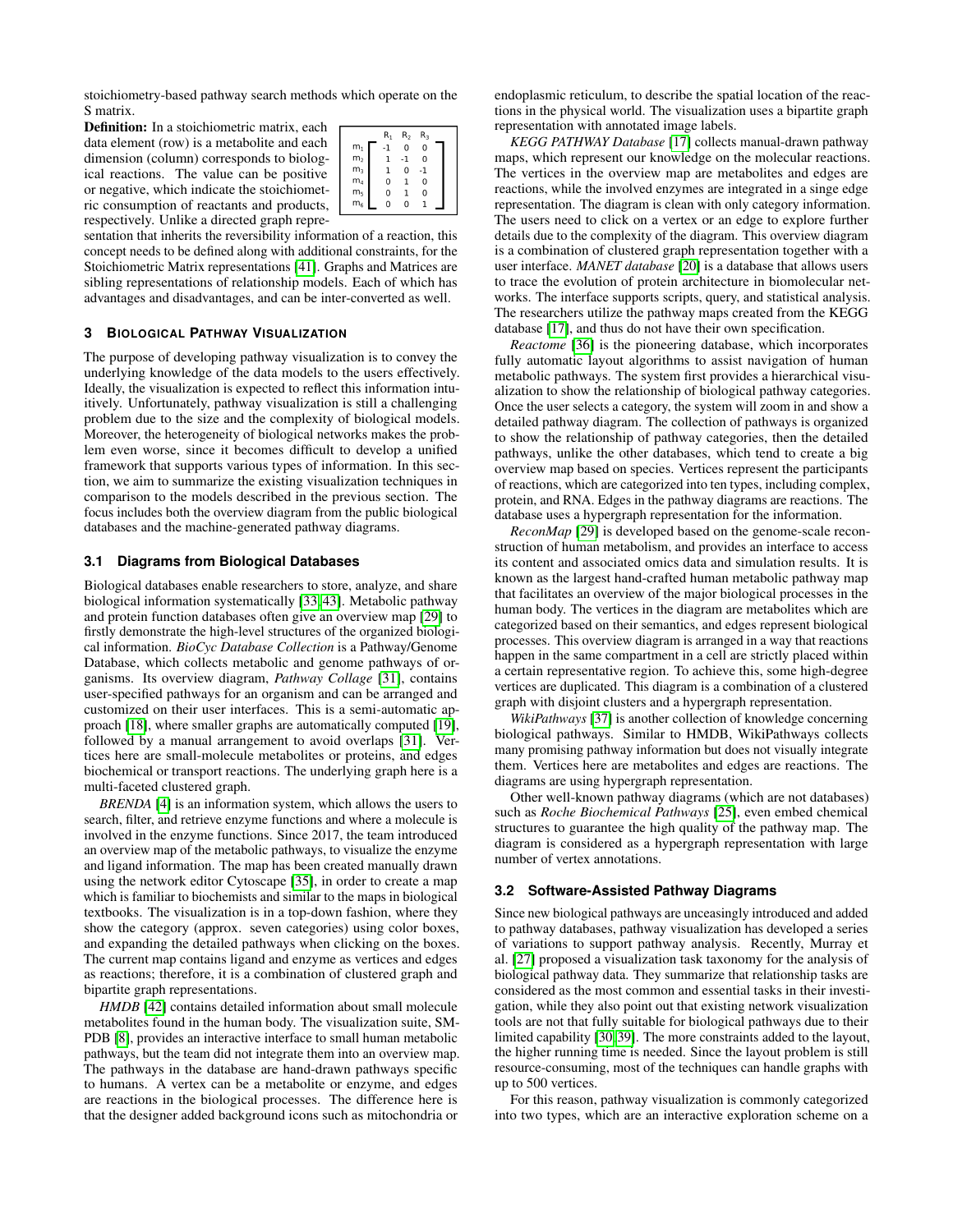stoichiometry-based pathway search methods which operate on the S matrix.

**Definition:** In a stoichiometric matrix, each data element (row) is a metabolite and each dimension (column) corresponds to biological reactions. The value can be positive or negative, which indicate the stoichiometric consumption of reactants and products, respectively. Unlike a directed graph representation that inherits the reversibility information of a reaction, this concept needs to be defined along with additional constraints, for the Stoichiometric Matrix representations [41]. Graphs and Matrices are sibling representations of relationship models. Each of which has advantages and disadvantages, and can be inter-converted as well.

$$
\begin{array}{c} \\ m_1 \\ m_2 \\ m_3 \\ m_4 \\ m_5 \\ m_6 \end{array}
\begin{array}{c} \begin{array}{ccc} R_1 & R_2 & R_3 \end{array} \\ \begin{bmatrix} -1 & 0 & 0 \\ 1 & -1 & 0 \\ 1 & 0 & -1 \\ 0 & 1 & 0 \\ 0 & 1 & 0 \\ 0 & 0 & 1 \end{bmatrix} \end{array}
$$

## 3 Biological Pathway Visualization

The purpose of developing pathway visualization is to convey the underlying knowledge of the data models to the users effectively. Ideally, the visualization is expected to reflect this information intuitively. Unfortunately, pathway visualization is still a challenging problem due to the size and the complexity of biological models. Moreover, the heterogeneity of biological networks makes the problem even worse, since it becomes difficult to develop a unified framework that supports various types of information. In this section, we aim to summarize the existing visualization techniques in comparison to the models described in the previous section. The focus includes both the overview diagram from the public biological databases and the machine-generated pathway diagrams.

### 3.1 Diagrams from Biological Databases

Biological databases enable researchers to store, analyze, and share biological information systematically [33][43]. Metabolic pathway and protein function databases often give an overview map [29] to firstly demonstrate the high-level structures of the organized biological information. *BioCyc Database Collection* is a Pathway/Genome Database, which collects metabolic and genome pathways of organisms. Its overview diagram, *Pathway Collage* [31], contains user-specified pathways for an organism and can be arranged and customized on their user interfaces. This is a semi-automatic approach [18], where smaller graphs are automatically computed [19], followed by a manual arrangement to avoid overlaps [31]. Vertices here are small-molecule metabolites or proteins, and edges biochemical or transport reactions. The underlying graph here is a multi-faceted clustered graph.

*BRENDA* [4] is an information system, which allows the users to search, filter, and retrieve enzyme functions and where a molecule is involved in the enzyme functions. Since 2017, the team introduced an overview map of the metabolic pathways, to visualize the enzyme and ligand information. The map has been created manually drawn using the network editor Cytoscape [35], in order to create a map which is familiar to biochemists and similar to the maps in biological textbooks. The visualization is in a top-down fashion, where they show the category (approx. seven categories) using color boxes, and expanding the detailed pathways when clicking on the boxes. The current map contains ligand and enzyme as vertices and edges as reactions; therefore, it is a combination of clustered graph and bipartite graph representations.

*HMDB* [42] contains detailed information about small molecule metabolites found in the human body. The visualization suite, SMPDB [8], provides an interactive interface to small human metabolic pathways, but the team did not integrate them into an overview map. The pathways in the database are hand-drawn pathways specific to humans. A vertex can be a metabolite or enzyme, and edges are reactions in the biological processes. The difference here is that the designer added background icons such as mitochondria or endoplasmic reticulum, to describe the spatial location of the reactions in the physical world. The visualization uses a bipartite graph representation with annotated image labels.

*KEGG PATHWAY Database* [17] collects manual-drawn pathway maps, which represent our knowledge on the molecular reactions. The vertices in the overview map are metabolites and edges are reactions, while the involved enzymes are integrated in a singe edge representation. The diagram is clean with only category information. The users need to click on a vertex or an edge to explore further details due to the complexity of the diagram. This overview diagram is a combination of clustered graph representation together with a user interface. *MANET database* [20] is a database that allows users to trace the evolution of protein architecture in biomolecular networks. The interface supports scripts, query, and statistical analysis. The researchers utilize the pathway maps created from the KEGG database [17], and thus do not have their own specification.

*Reactome* [36] is the pioneering database, which incorporates fully automatic layout algorithms to assist navigation of human metabolic pathways. The system first provides a hierarchical visualization to show the relationship of biological pathway categories. Once the user selects a category, the system will zoom in and show a detailed pathway diagram. The collection of pathways is organized to show the relationship of pathway categories, then the detailed pathways, unlike the other databases, which tend to create a big overview map based on species. Vertices represent the participants of reactions, which are categorized into ten types, including complex, protein, and RNA. Edges in the pathway diagrams are reactions. The database uses a hypergraph representation for the information.

*ReconMap* [29] is developed based on the genome-scale reconstruction of human metabolism, and provides an interface to access its content and associated omics data and simulation results. It is known as the largest hand-crafted human metabolic pathway map that facilitates an overview of the major biological processes in the human body. The vertices in the diagram are metabolites which are categorized based on their semantics, and edges represent biological processes. This overview diagram is arranged in a way that reactions happen in the same compartment in a cell are strictly placed within a certain representative region. To achieve this, some high-degree vertices are duplicated. This diagram is a combination of a clustered graph with disjoint clusters and a hypergraph representation.

*WikiPathways* [37] is another collection of knowledge concerning biological pathways. Similar to HMDB, WikiPathways collects many promising pathway information but does not visually integrate them. Vertices here are metabolites and edges are reactions. The diagrams are using hypergraph representation.

Other well-known pathway diagrams (which are not databases) such as *Roche Biochemical Pathways* [25], even embed chemical structures to guarantee the high quality of the pathway map. The diagram is considered as a hypergraph representation with large number of vertex annotations.

### 3.2 Software-Assisted Pathway Diagrams

Since new biological pathways are unceasingly introduced and added to pathway databases, pathway visualization has developed a series of variations to support pathway analysis. Recently, Murray et al. [27] proposed a visualization task taxonomy for the analysis of biological pathway data. They summarize that relationship tasks are considered as the most common and essential tasks in their investigation, while they also point out that existing network visualization tools are not that fully suitable for biological pathways due to their limited capability [30][39]. The more constraints added to the layout, the higher running time is needed. Since the layout problem is still resource-consuming, most of the techniques can handle graphs with up to 500 vertices.

For this reason, pathway visualization is commonly categorized into two types, which are an interactive exploration scheme on a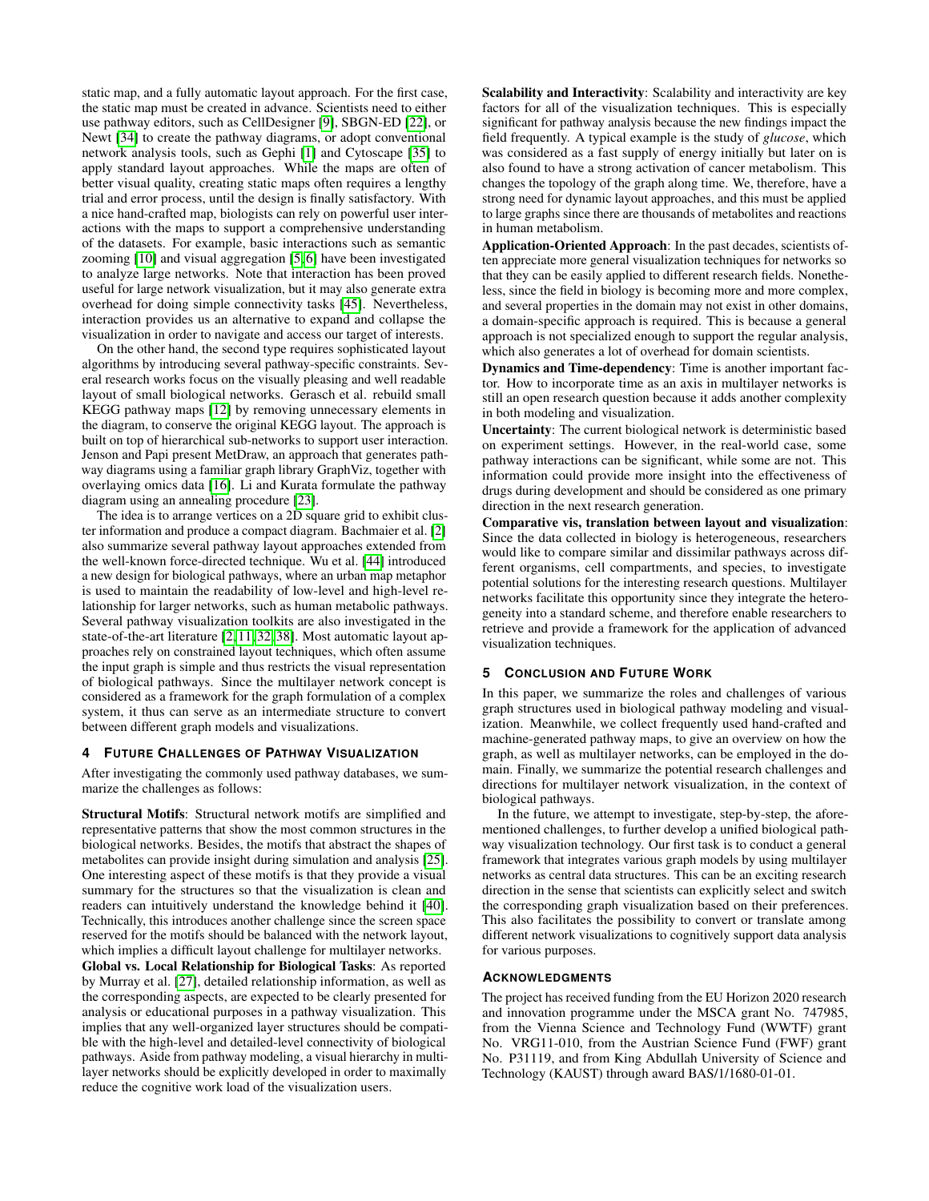static map, and a fully automatic layout approach. For the first case, the static map must be created in advance. Scientists need to either use pathway editors, such as CellDesigner [9], SBGN-ED [22], or Newt [34] to create the pathway diagrams, or adopt conventional network analysis tools, such as Gephi [1] and Cytoscape [35] to apply standard layout approaches. While the maps are often of better visual quality, creating static maps often requires a lengthy trial and error process, until the design is finally satisfactory. With a nice hand-crafted map, biologists can rely on powerful user interactions with the maps to support a comprehensive understanding of the datasets. For example, basic interactions such as semantic zooming [10] and visual aggregation [5, 6] have been investigated to analyze large networks. Note that interaction has been proved useful for large network visualization, but it may also generate extra overhead for doing simple connectivity tasks [45]. Nevertheless, interaction provides us an alternative to expand and collapse the visualization in order to navigate and access our target of interests.

On the other hand, the second type requires sophisticated layout algorithms by introducing several pathway-specific constraints. Several research works focus on the visually pleasing and well readable layout of small biological networks. Gerasch et al. rebuild small KEGG pathway maps [12] by removing unnecessary elements in the diagram, to conserve the original KEGG layout. The approach is built on top of hierarchical sub-networks to support user interaction. Jenson and Papi present MetDraw, an approach that generates pathway diagrams using a familiar graph library GraphViz, together with overlaying omics data [16]. Li and Kurata formulate the pathway diagram using an annealing procedure [23].

The idea is to arrange vertices on a 2D square grid to exhibit cluster information and produce a compact diagram. Bachmaier et al. [2] also summarize several pathway layout approaches extended from the well-known force-directed technique. Wu et al. [44] introduced a new design for biological pathways, where an urban map metaphor is used to maintain the readability of low-level and high-level relationship for larger networks, such as human metabolic pathways. Several pathway visualization toolkits are also investigated in the state-of-the-art literature [2, 11, 32, 38]. Most automatic layout approaches rely on constrained layout techniques, which often assume the input graph is simple and thus restricts the visual representation of biological pathways. Since the multilayer network concept is considered as a framework for the graph formulation of a complex system, it thus can serve as an intermediate structure to convert between different graph models and visualizations.

## 4 Future Challenges of Pathway Visualization

After investigating the commonly used pathway databases, we summarize the challenges as follows:

**Structural Motifs**: Structural network motifs are simplified and representative patterns that show the most common structures in the biological networks. Besides, the motifs that abstract the shapes of metabolites can provide insight during simulation and analysis [25]. One interesting aspect of these motifs is that they provide a visual summary for the structures so that the visualization is clean and readers can intuitively understand the knowledge behind it [40]. Technically, this introduces another challenge since the screen space reserved for the motifs should be balanced with the network layout, which implies a difficult layout challenge for multilayer networks.

**Global vs. Local Relationship for Biological Tasks**: As reported by Murray et al. [27], detailed relationship information, as well as the corresponding aspects, are expected to be clearly presented for analysis or educational purposes in a pathway visualization. This implies that any well-organized layer structures should be compatible with the high-level and detailed-level connectivity of biological pathways. Aside from pathway modeling, a visual hierarchy in multilayer networks should be explicitly developed in order to maximally reduce the cognitive work load of the visualization users.

**Scalability and Interactivity**: Scalability and interactivity are key factors for all of the visualization techniques. This is especially significant for pathway analysis because the new findings impact the field frequently. A typical example is the study of *glucose*, which was considered as a fast supply of energy initially but later on is also found to have a strong activation of cancer metabolism. This changes the topology of the graph along time. We, therefore, have a strong need for dynamic layout approaches, and this must be applied to large graphs since there are thousands of metabolites and reactions in human metabolism.

**Application-Oriented Approach**: In the past decades, scientists often appreciate more general visualization techniques for networks so that they can be easily applied to different research fields. Nonetheless, since the field in biology is becoming more and more complex, and several properties in the domain may not exist in other domains, a domain-specific approach is required. This is because a general approach is not specialized enough to support the regular analysis, which also generates a lot of overhead for domain scientists.

**Dynamics and Time-dependency**: Time is another important factor. How to incorporate time as an axis in multilayer networks is still an open research question because it adds another complexity in both modeling and visualization.

**Uncertainty**: The current biological network is deterministic based on experiment settings. However, in the real-world case, some pathway interactions can be significant, while some are not. This information could provide more insight into the effectiveness of drugs during development and should be considered as one primary direction in the next research generation.

**Comparative vis, translation between layout and visualization**: Since the data collected in biology is heterogeneous, researchers would like to compare similar and dissimilar pathways across different organisms, cell compartments, and species, to investigate potential solutions for the interesting research questions. Multilayer networks facilitate this opportunity since they integrate the heterogeneity into a standard scheme, and therefore enable researchers to retrieve and provide a framework for the application of advanced visualization techniques.

## 5 Conclusion and Future Work

In this paper, we summarize the roles and challenges of various graph structures used in biological pathway modeling and visualization. Meanwhile, we collect frequently used hand-crafted and machine-generated pathway maps, to give an overview on how the graph, as well as multilayer networks, can be employed in the domain. Finally, we summarize the potential research challenges and directions for multilayer network visualization, in the context of biological pathways.

In the future, we attempt to investigate, step-by-step, the aforementioned challenges, to further develop a unified biological pathway visualization technology. Our first task is to conduct a general framework that integrates various graph models by using multilayer networks as central data structures. This can be an exciting research direction in the sense that scientists can explicitly select and switch the corresponding graph visualization based on their preferences. This also facilitates the possibility to convert or translate among different network visualizations to cognitively support data analysis for various purposes.

## Acknowledgments

The project has received funding from the EU Horizon 2020 research and innovation programme under the MSCA grant No. 747985, from the Vienna Science and Technology Fund (WWTF) grant No. VRG11-010, from the Austrian Science Fund (FWF) grant No. P31119, and from King Abdullah University of Science and Technology (KAUST) through award BAS/1/1680-01-01.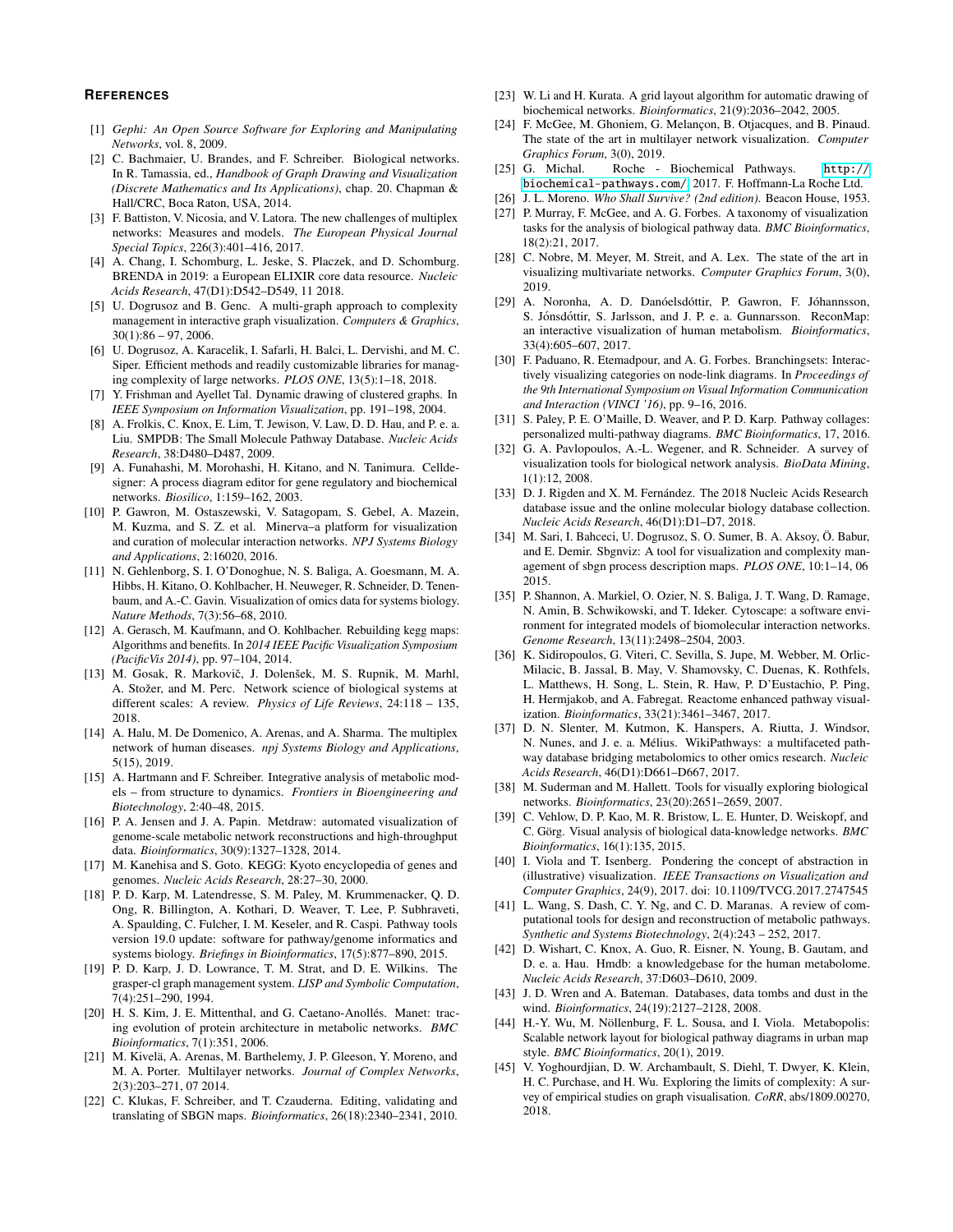## References

[1] *Gephi: An Open Source Software for Exploring and Manipulating Networks*, vol. 8, 2009.

[2] C. Bachmaier, U. Brandes, and F. Schreiber. Biological networks. In R. Tamassia, ed., *Handbook of Graph Drawing and Visualization (Discrete Mathematics and Its Applications)*, chap. 20. Chapman & Hall/CRC, Boca Raton, USA, 2014.

[3] F. Battiston, V. Nicosia, and V. Latora. The new challenges of multiplex networks: Measures and models. *The European Physical Journal Special Topics*, 226(3):401–416, 2017.

[4] A. Chang, I. Schomburg, L. Jeske, S. Placzek, and D. Schomburg. BRENDA in 2019: a European ELIXIR core data resource. *Nucleic Acids Research*, 47(D1):D542–D549, 11 2018.

[5] U. Dogrusoz and B. Genc. A multi-graph approach to complexity management in interactive graph visualization. *Computers & Graphics*, 30(1):86 – 97, 2006.

[6] U. Dogrusoz, A. Karacelik, I. Safarli, H. Balci, L. Dervishi, and M. C. Siper. Efficient methods and readily customizable libraries for managing complexity of large networks. *PLOS ONE*, 13(5):1–18, 2018.

[7] Y. Frishman and Ayellet Tal. Dynamic drawing of clustered graphs. In *IEEE Symposium on Information Visualization*, pp. 191–198, 2004.

[8] A. Frolkis, C. Knox, E. Lim, T. Jewison, V. Law, D. D. Hau, and P. e. a. Liu. SMPDB: The Small Molecule Pathway Database. *Nucleic Acids Research*, 38:D480–D487, 2009.

[9] A. Funahashi, M. Morohashi, H. Kitano, and N. Tanimura. Celldesigner: A process diagram editor for gene regulatory and biochemical networks. *Biosilico*, 1:159–162, 2003.

[10] P. Gawron, M. Ostaszewski, V. Satagopam, S. Gebel, A. Mazein, M. Kuzma, and S. Z. et al. Minerva–a platform for visualization and curation of molecular interaction networks. *NPJ Systems Biology and Applications*, 2:16020, 2016.

[11] N. Gehlenborg, S. I. O'Donoghue, N. S. Baliga, A. Goesmann, M. A. Hibbs, H. Kitano, O. Kohlbacher, H. Neuweger, R. Schneider, D. Tenenbaum, and A.-C. Gavin. Visualization of omics data for systems biology. *Nature Methods*, 7(3):56–68, 2010.

[12] A. Gerasch, M. Kaufmann, and O. Kohlbacher. Rebuilding kegg maps: Algorithms and benefits. In *2014 IEEE Pacific Visualization Symposium (PacificVis 2014)*, pp. 97–104, 2014.

[13] M. Gosak, R. Markovič, J. Dolenšek, M. S. Rupnik, M. Marhl, A. Stožer, and M. Perc. Network science of biological systems at different scales: A review. *Physics of Life Reviews*, 24:118 – 135, 2018.

[14] A. Halu, M. De Domenico, A. Arenas, and A. Sharma. The multiplex network of human diseases. *npj Systems Biology and Applications*, 5(15), 2019.

[15] A. Hartmann and F. Schreiber. Integrative analysis of metabolic models – from structure to dynamics. *Frontiers in Bioengineering and Biotechnology*, 2:40–48, 2015.

[16] P. A. Jensen and J. A. Papin. Metdraw: automated visualization of genome-scale metabolic network reconstructions and high-throughput data. *Bioinformatics*, 30(9):1327–1328, 2014.

[17] M. Kanehisa and S. Goto. KEGG: Kyoto encyclopedia of genes and genomes. *Nucleic Acids Research*, 28:27–30, 2000.

[18] P. D. Karp, M. Latendresse, S. M. Paley, M. Krummenacker, Q. D. Ong, R. Billington, A. Kothari, D. Weaver, T. Lee, P. Subhraveti, A. Spaulding, C. Fulcher, I. M. Keseler, and R. Caspi. Pathway tools version 19.0 update: software for pathway/genome informatics and systems biology. *Briefings in Bioinformatics*, 17(5):877–890, 2015.

[19] P. D. Karp, J. D. Lowrance, T. M. Strat, and D. E. Wilkins. The grasper-cl graph management system. *LISP and Symbolic Computation*, 7(4):251–290, 1994.

[20] H. S. Kim, J. E. Mittenthal, and G. Caetano-Anollés. Manet: tracing evolution of protein architecture in metabolic networks. *BMC Bioinformatics*, 7(1):351, 2006.

[21] M. Kivelä, A. Arenas, M. Barthelemy, J. P. Gleeson, Y. Moreno, and M. A. Porter. Multilayer networks. *Journal of Complex Networks*, 2(3):203–271, 07 2014.

[22] C. Klukas, F. Schreiber, and T. Czauderna. Editing, validating and translating of SBGN maps. *Bioinformatics*, 26(18):2340–2341, 2010.

[23] W. Li and H. Kurata. A grid layout algorithm for automatic drawing of biochemical networks. *Bioinformatics*, 21(9):2036–2042, 2005.

[24] F. McGee, M. Ghoniem, G. Melançon, B. Otjacques, and B. Pinaud. The state of the art in multilayer network visualization. *Computer Graphics Forum*, 3(0), 2019.

[25] G. Michal. Roche - Biochemical Pathways. http://biochemical-pathways.com/, 2017. F. Hoffmann-La Roche Ltd.

[26] J. L. Moreno. *Who Shall Survive? (2nd edition)*. Beacon House, 1953.

[27] P. Murray, F. McGee, and A. G. Forbes. A taxonomy of visualization tasks for the analysis of biological pathway data. *BMC Bioinformatics*, 18(2):21, 2017.

[28] C. Nobre, M. Meyer, M. Streit, and A. Lex. The state of the art in visualizing multivariate networks. *Computer Graphics Forum*, 3(0), 2019.

[29] A. Noronha, A. D. Danóelsdóttir, P. Gawron, F. Jóhannsson, S. Jónsdóttir, S. Jarlsson, and J. P. e. a. Gunnarsson. ReconMap: an interactive visualization of human metabolism. *Bioinformatics*, 33(4):605–607, 2017.

[30] F. Paduano, R. Etemadpour, and A. G. Forbes. Branchingsets: Interactively visualizing categories on node-link diagrams. In *Proceedings of the 9th International Symposium on Visual Information Communication and Interaction (VINCI '16)*, pp. 9–16, 2016.

[31] S. Paley, P. E. O'Maille, D. Weaver, and P. D. Karp. Pathway collages: personalized multi-pathway diagrams. *BMC Bioinformatics*, 17, 2016.

[32] G. A. Pavlopoulos, A.-L. Wegener, and R. Schneider. A survey of visualization tools for biological network analysis. *BioData Mining*, 1(1):12, 2008.

[33] D. J. Rigden and X. M. Fernández. The 2018 Nucleic Acids Research database issue and the online molecular biology database collection. *Nucleic Acids Research*, 46(D1):D1–D7, 2018.

[34] M. Sari, I. Bahceci, U. Dogrusoz, S. O. Sumer, B. A. Aksoy, Ö. Babur, and E. Demir. Sbgnviz: A tool for visualization and complexity management of sbgn process description maps. *PLOS ONE*, 10:1–14, 06 2015.

[35] P. Shannon, A. Markiel, O. Ozier, N. S. Baliga, J. T. Wang, D. Ramage, N. Amin, B. Schwikowski, and T. Ideker. Cytoscape: a software environment for integrated models of biomolecular interaction networks. *Genome Research*, 13(11):2498–2504, 2003.

[36] K. Sidiropoulos, G. Viteri, C. Sevilla, S. Jupe, M. Webber, M. Orlic-Milacic, B. Jassal, B. May, V. Shamovsky, C. Duenas, K. Rothfels, L. Matthews, H. Song, L. Stein, R. Haw, P. D'Eustachio, P. Ping, H. Hermjakob, and A. Fabregat. Reactome enhanced pathway visualization. *Bioinformatics*, 33(21):3461–3467, 2017.

[37] D. N. Slenter, M. Kutmon, K. Hanspers, A. Riutta, J. Windsor, N. Nunes, and J. e. a. Mélius. WikiPathways: a multifaceted pathway database bridging metabolomics to other omics research. *Nucleic Acids Research*, 46(D1):D661–D667, 2017.

[38] M. Suderman and M. Hallett. Tools for visually exploring biological networks. *Bioinformatics*, 23(20):2651–2659, 2007.

[39] C. Vehlow, D. P. Kao, M. R. Bristow, L. E. Hunter, D. Weiskopf, and C. Görg. Visual analysis of biological data-knowledge networks. *BMC Bioinformatics*, 16(1):135, 2015.

[40] I. Viola and T. Isenberg. Pondering the concept of abstraction in (illustrative) visualization. *IEEE Transactions on Visualization and Computer Graphics*, 24(9), 2017. doi: 10.1109/TVCG.2017.2747545

[41] L. Wang, S. Dash, C. Y. Ng, and C. D. Maranas. A review of computational tools for design and reconstruction of metabolic pathways. *Synthetic and Systems Biotechnology*, 2(4):243 – 252, 2017.

[42] D. Wishart, C. Knox, A. Guo, R. Eisner, N. Young, B. Gautam, and D. e. a. Hau. Hmdb: a knowledgebase for the human metabolome. *Nucleic Acids Research*, 37:D603–D610, 2009.

[43] J. D. Wren and A. Bateman. Databases, data tombs and dust in the wind. *Bioinformatics*, 24(19):2127–2128, 2008.

[44] H.-Y. Wu, M. Nöllenburg, F. L. Sousa, and I. Viola. Metabopolis: Scalable network layout for biological pathway diagrams in urban map style. *BMC Bioinformatics*, 20(1), 2019.

[45] V. Yoghourdjian, D. W. Archambault, S. Diehl, T. Dwyer, K. Klein, H. C. Purchase, and H. Wu. Exploring the limits of complexity: A survey of empirical studies on graph visualisation. *CoRR*, abs/1809.00270, 2018.